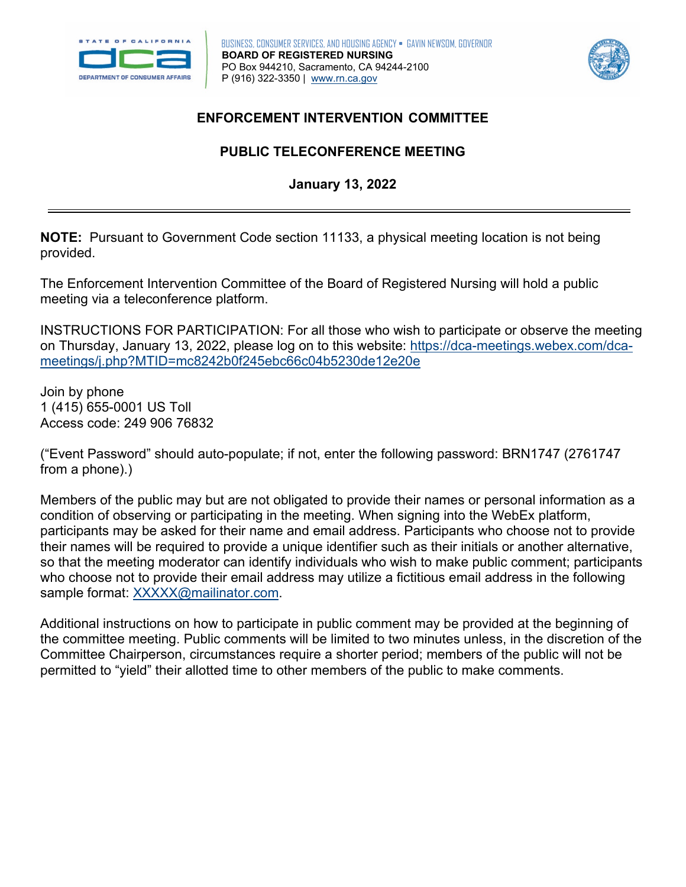BUSINESS, CONSUMER SERVICES, AND HOUSING AGENCY • GAVIN NEWSOM, GOVERNOR
**BOARD OF REGISTERED NURSING**
PO Box 944210, Sacramento, CA 94244-2100
P (916) 322-3350 | www.rn.ca.gov

# ENFORCEMENT INTERVENTION COMMITTEE

## PUBLIC TELECONFERENCE MEETING

**January 13, 2022**

---

**NOTE:** Pursuant to Government Code section 11133, a physical meeting location is not being provided.

The Enforcement Intervention Committee of the Board of Registered Nursing will hold a public meeting via a teleconference platform.

INSTRUCTIONS FOR PARTICIPATION: For all those who wish to participate or observe the meeting on Thursday, January 13, 2022, please log on to this website: https://dca-meetings.webex.com/dca-meetings/j.php?MTID=mc8242b0f245ebc66c04b5230de12e20e

Join by phone
1 (415) 655-0001 US Toll
Access code: 249 906 76832

("Event Password" should auto-populate; if not, enter the following password: BRN1747 (2761747 from a phone).)

Members of the public may but are not obligated to provide their names or personal information as a condition of observing or participating in the meeting. When signing into the WebEx platform, participants may be asked for their name and email address. Participants who choose not to provide their names will be required to provide a unique identifier such as their initials or another alternative, so that the meeting moderator can identify individuals who wish to make public comment; participants who choose not to provide their email address may utilize a fictitious email address in the following sample format: XXXXX@mailinator.com.

Additional instructions on how to participate in public comment may be provided at the beginning of the committee meeting. Public comments will be limited to two minutes unless, in the discretion of the Committee Chairperson, circumstances require a shorter period; members of the public will not be permitted to "yield" their allotted time to other members of the public to make comments.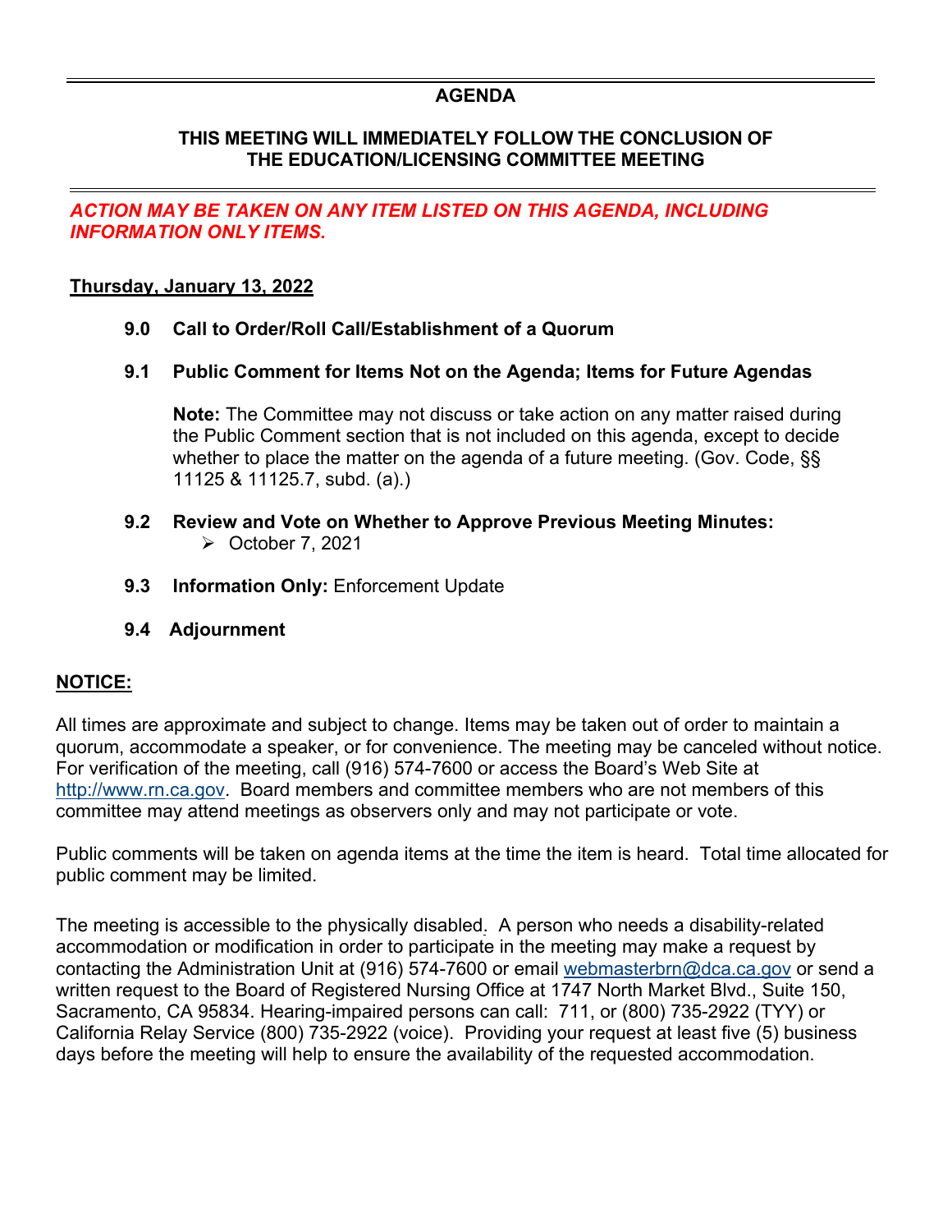# AGENDA

## THIS MEETING WILL IMMEDIATELY FOLLOW THE CONCLUSION OF THE EDUCATION/LICENSING COMMITTEE MEETING

***ACTION MAY BE TAKEN ON ANY ITEM LISTED ON THIS AGENDA, INCLUDING INFORMATION ONLY ITEMS.***

**Thursday, January 13, 2022**

**9.0 Call to Order/Roll Call/Establishment of a Quorum**

**9.1 Public Comment for Items Not on the Agenda; Items for Future Agendas**

**Note:** The Committee may not discuss or take action on any matter raised during the Public Comment section that is not included on this agenda, except to decide whether to place the matter on the agenda of a future meeting. (Gov. Code, §§ 11125 & 11125.7, subd. (a).)

**9.2 Review and Vote on Whether to Approve Previous Meeting Minutes:**

- October 7, 2021

**9.3 Information Only:** Enforcement Update

**9.4 Adjournment**

**NOTICE:**

All times are approximate and subject to change. Items may be taken out of order to maintain a quorum, accommodate a speaker, or for convenience. The meeting may be canceled without notice. For verification of the meeting, call (916) 574-7600 or access the Board's Web Site at http://www.rn.ca.gov. Board members and committee members who are not members of this committee may attend meetings as observers only and may not participate or vote.

Public comments will be taken on agenda items at the time the item is heard. Total time allocated for public comment may be limited.

The meeting is accessible to the physically disabled. A person who needs a disability-related accommodation or modification in order to participate in the meeting may make a request by contacting the Administration Unit at (916) 574-7600 or email webmasterbrn@dca.ca.gov or send a written request to the Board of Registered Nursing Office at 1747 North Market Blvd., Suite 150, Sacramento, CA 95834. Hearing-impaired persons can call: 711, or (800) 735-2922 (TYY) or California Relay Service (800) 735-2922 (voice). Providing your request at least five (5) business days before the meeting will help to ensure the availability of the requested accommodation.